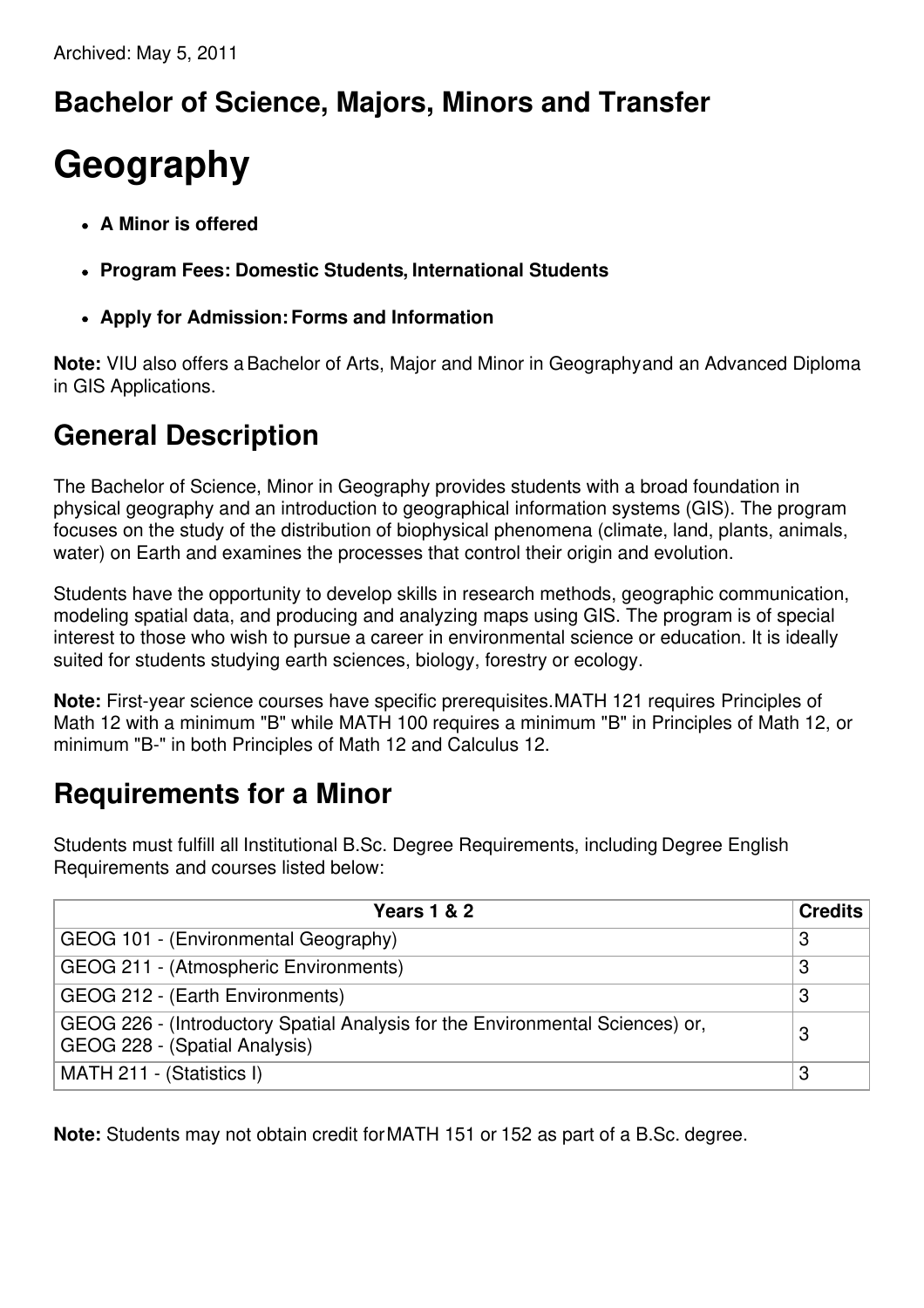Archived: May 5, 2011

## Bachelor of Science, Majors, Minors and Transfer

# Geography

- **A Minor is offered**
- **Program Fees: Domestic Students, International Students**
- **Apply for Admission: Forms and Information**

**Note:** VIU also offers a Bachelor of Arts, Major and Minor in Geography and an Advanced Diploma in GIS Applications.

## General Description

The Bachelor of Science, Minor in Geography provides students with a broad foundation in physical geography and an introduction to geographical information systems (GIS). The program focuses on the study of the distribution of biophysical phenomena (climate, land, plants, animals, water) on Earth and examines the processes that control their origin and evolution.

Students have the opportunity to develop skills in research methods, geographic communication, modeling spatial data, and producing and analyzing maps using GIS. The program is of special interest to those who wish to pursue a career in environmental science or education. It is ideally suited for students studying earth sciences, biology, forestry or ecology.

**Note:** First-year science courses have specific prerequisites. MATH 121 requires Principles of Math 12 with a minimum "B" while MATH 100 requires a minimum "B" in Principles of Math 12, or minimum "B-" in both Principles of Math 12 and Calculus 12.

## Requirements for a Minor

Students must fulfill all Institutional B.Sc. Degree Requirements, including Degree English Requirements and courses listed below:

| Years 1 & 2 | Credits |
|---|---|
| GEOG 101 - (Environmental Geography) | 3 |
| GEOG 211 - (Atmospheric Environments) | 3 |
| GEOG 212 - (Earth Environments) | 3 |
| GEOG 226 - (Introductory Spatial Analysis for the Environmental Sciences) or, GEOG 228 - (Spatial Analysis) | 3 |
| MATH 211 - (Statistics I) | 3 |

**Note:** Students may not obtain credit for MATH 151 or 152 as part of a B.Sc. degree.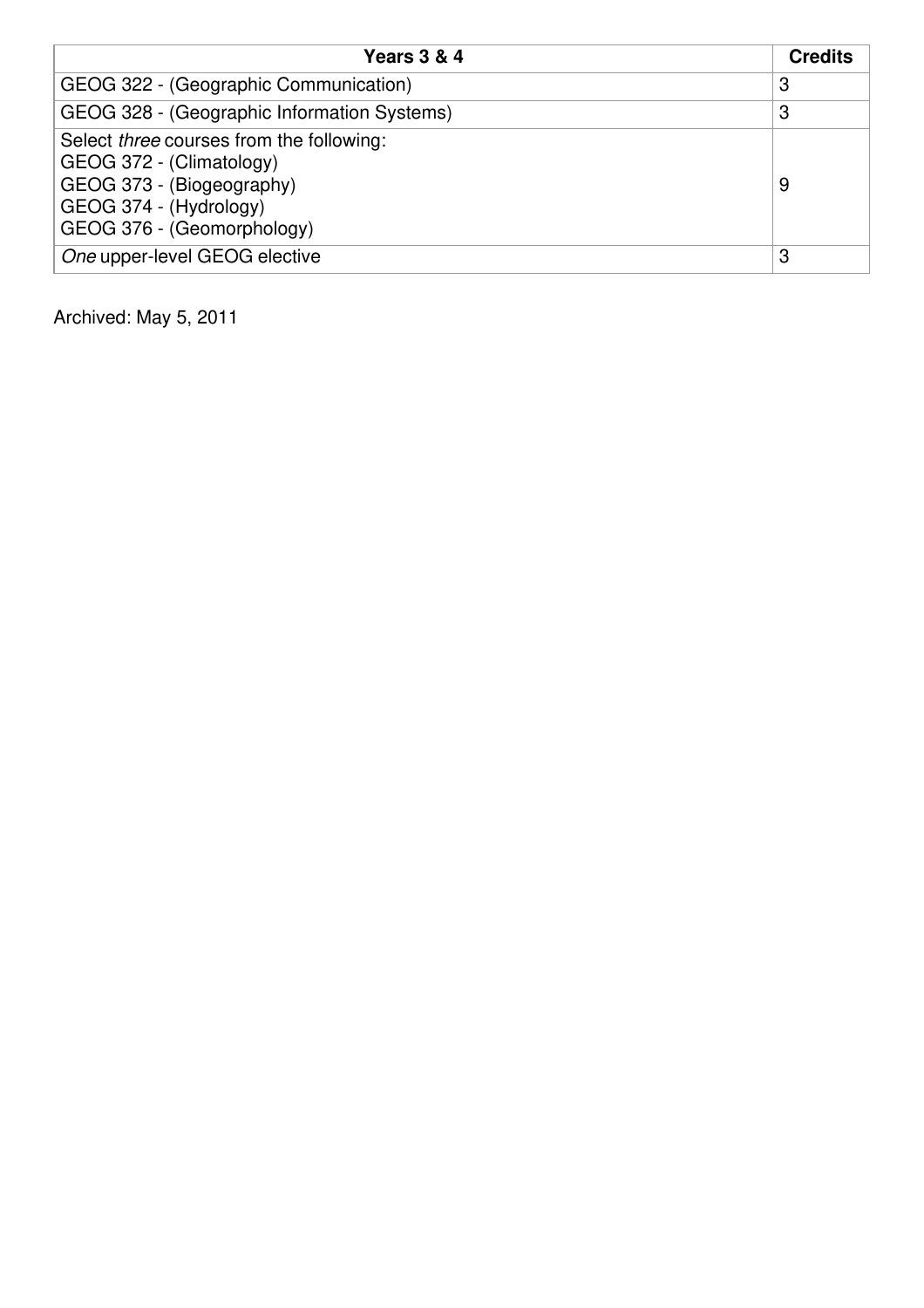| **Years 3 & 4** | **Credits** |
|---|---|
| GEOG 322 - (Geographic Communication) | 3 |
| GEOG 328 - (Geographic Information Systems) | 3 |
| Select *three* courses from the following:<br>GEOG 372 - (Climatology)<br>GEOG 373 - (Biogeography)<br>GEOG 374 - (Hydrology)<br>GEOG 376 - (Geomorphology) | 9 |
| *One* upper-level GEOG elective | 3 |

Archived: May 5, 2011